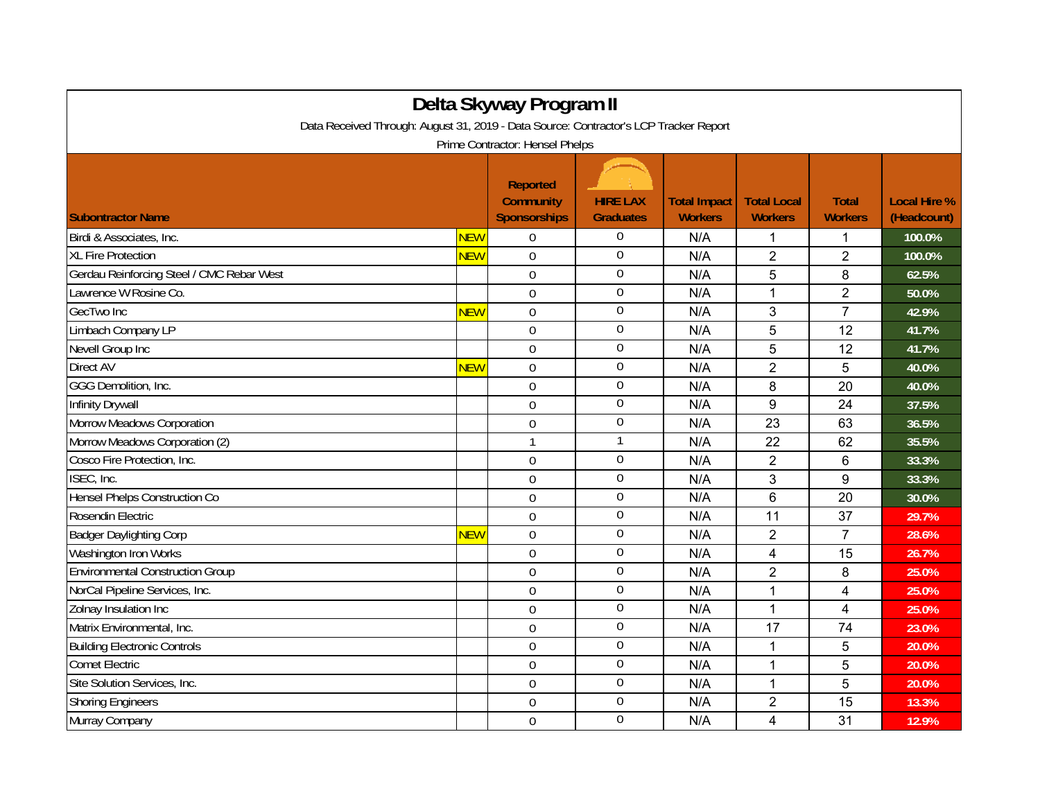# Delta Skyway Program II

Data Received Through: August 31, 2019 - Data Source: Contractor's LCP Tracker Report

Prime Contractor: Hensel Phelps

| Subontractor Name | | Reported Community Sponsorships | HIRE LAX Graduates | Total Impact Workers | Total Local Workers | Total Workers | Local Hire % (Headcount) |
|---|---|---|---|---|---|---|---|
| Birdi & Associates, Inc. | NEW | 0 | 0 | N/A | 1 | 1 | 100.0% |
| XL Fire Protection | NEW | 0 | 0 | N/A | 2 | 2 | 100.0% |
| Gerdau Reinforcing Steel / CMC Rebar West | | 0 | 0 | N/A | 5 | 8 | 62.5% |
| Lawrence W Rosine Co. | | 0 | 0 | N/A | 1 | 2 | 50.0% |
| GecTwo Inc | NEW | 0 | 0 | N/A | 3 | 7 | 42.9% |
| Limbach Company LP | | 0 | 0 | N/A | 5 | 12 | 41.7% |
| Nevell Group Inc | | 0 | 0 | N/A | 5 | 12 | 41.7% |
| Direct AV | NEW | 0 | 0 | N/A | 2 | 5 | 40.0% |
| GGG Demolition, Inc. | | 0 | 0 | N/A | 8 | 20 | 40.0% |
| Infinity Drywall | | 0 | 0 | N/A | 9 | 24 | 37.5% |
| Morrow Meadows Corporation | | 0 | 0 | N/A | 23 | 63 | 36.5% |
| Morrow Meadows Corporation (2) | | 1 | 1 | N/A | 22 | 62 | 35.5% |
| Cosco Fire Protection, Inc. | | 0 | 0 | N/A | 2 | 6 | 33.3% |
| ISEC, Inc. | | 0 | 0 | N/A | 3 | 9 | 33.3% |
| Hensel Phelps Construction Co | | 0 | 0 | N/A | 6 | 20 | 30.0% |
| Rosendin Electric | | 0 | 0 | N/A | 11 | 37 | 29.7% |
| Badger Daylighting Corp | NEW | 0 | 0 | N/A | 2 | 7 | 28.6% |
| Washington Iron Works | | 0 | 0 | N/A | 4 | 15 | 26.7% |
| Environmental Construction Group | | 0 | 0 | N/A | 2 | 8 | 25.0% |
| NorCal Pipeline Services, Inc. | | 0 | 0 | N/A | 1 | 4 | 25.0% |
| Zolnay Insulation Inc | | 0 | 0 | N/A | 1 | 4 | 25.0% |
| Matrix Environmental, Inc. | | 0 | 0 | N/A | 17 | 74 | 23.0% |
| Building Electronic Controls | | 0 | 0 | N/A | 1 | 5 | 20.0% |
| Comet Electric | | 0 | 0 | N/A | 1 | 5 | 20.0% |
| Site Solution Services, Inc. | | 0 | 0 | N/A | 1 | 5 | 20.0% |
| Shoring Engineers | | 0 | 0 | N/A | 2 | 15 | 13.3% |
| Murray Company | | 0 | 0 | N/A | 4 | 31 | 12.9% |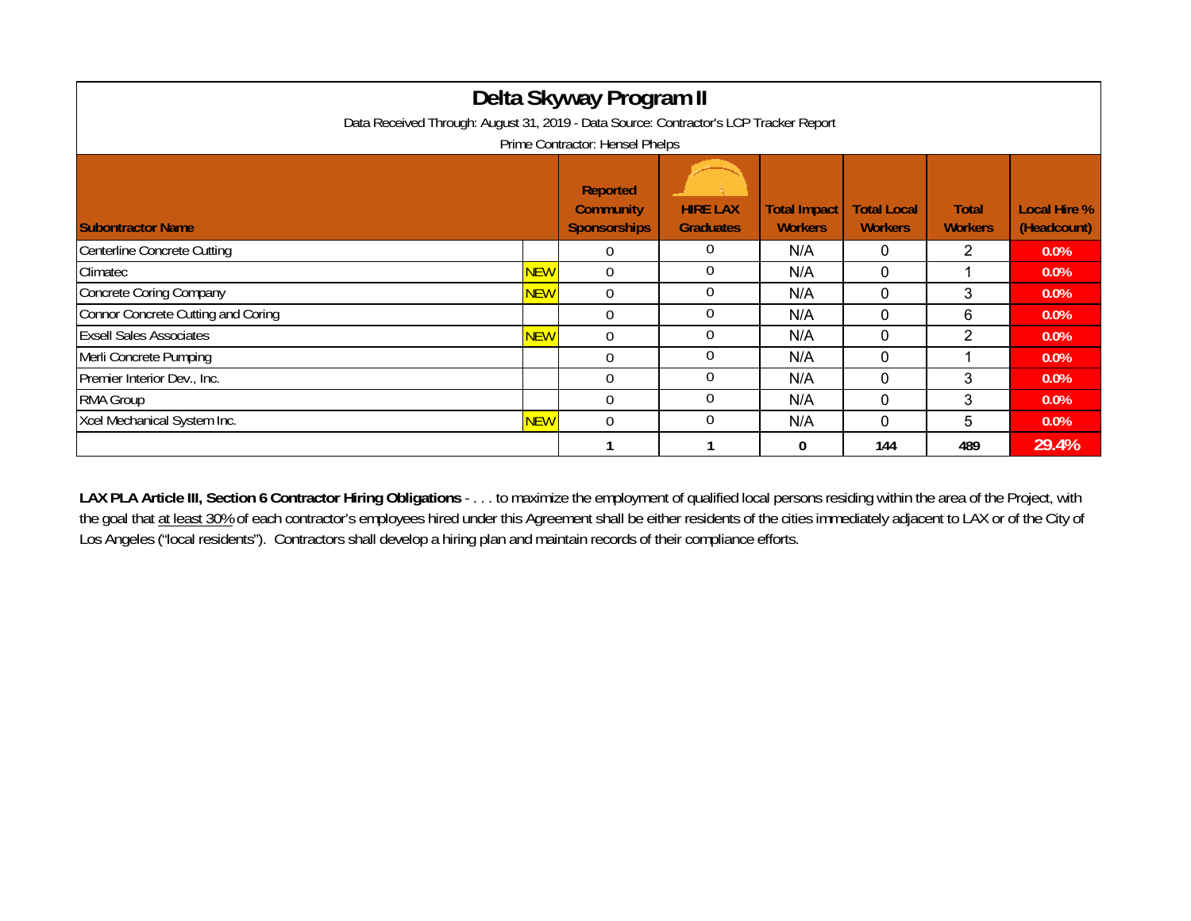# Delta Skyway Program II

Data Received Through: August 31, 2019 - Data Source: Contractor's LCP Tracker Report

Prime Contractor: Hensel Phelps

| Subontractor Name | | Reported Community Sponsorships | HIRE LAX Graduates | Total Impact Workers | Total Local Workers | Total Workers | Local Hire % (Headcount) |
|---|---|---|---|---|---|---|---|
| Centerline Concrete Cutting | | 0 | 0 | N/A | 0 | 2 | 0.0% |
| Climatec | NEW | 0 | 0 | N/A | 0 | 1 | 0.0% |
| Concrete Coring Company | NEW | 0 | 0 | N/A | 0 | 3 | 0.0% |
| Connor Concrete Cutting and Coring | | 0 | 0 | N/A | 0 | 6 | 0.0% |
| Exsell Sales Associates | NEW | 0 | 0 | N/A | 0 | 2 | 0.0% |
| Merli Concrete Pumping | | 0 | 0 | N/A | 0 | 1 | 0.0% |
| Premier Interior Dev., Inc. | | 0 | 0 | N/A | 0 | 3 | 0.0% |
| RMA Group | | 0 | 0 | N/A | 0 | 3 | 0.0% |
| Xcel Mechanical System Inc. | NEW | 0 | 0 | N/A | 0 | 5 | 0.0% |
| | | **1** | **1** | **0** | **144** | **489** | **29.4%** |

**LAX PLA Article III, Section 6 Contractor Hiring Obligations** - . . . to maximize the employment of qualified local persons residing within the area of the Project, with the goal that at least 30% of each contractor's employees hired under this Agreement shall be either residents of the cities immediately adjacent to LAX or of the City of Los Angeles ("local residents"). Contractors shall develop a hiring plan and maintain records of their compliance efforts.